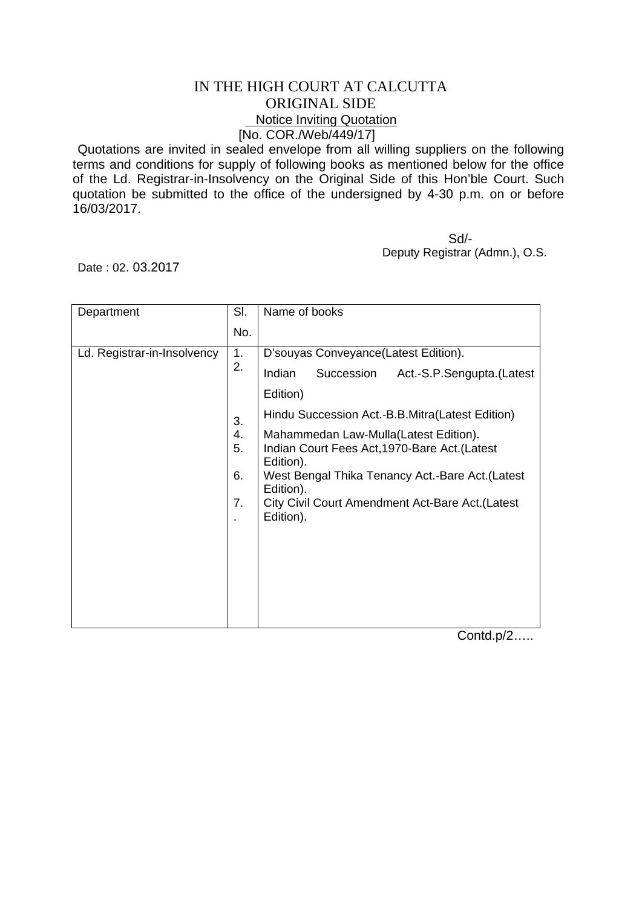# IN THE HIGH COURT AT CALCUTTA
## ORIGINAL SIDE
### Notice Inviting Quotation
[No. COR./Web/449/17]

Quotations are invited in sealed envelope from all willing suppliers on the following terms and conditions for supply of following books as mentioned below for the office of the Ld. Registrar-in-Insolvency on the Original Side of this Hon'ble Court. Such quotation be submitted to the office of the undersigned by 4-30 p.m. on or before 16/03/2017.

Sd/-
Deputy Registrar (Admn.), O.S.

Date : 02. 03.2017

| Department | Sl. No. | Name of books |
|---|---|---|
| Ld. Registrar-in-Insolvency | 1. | D'souyas Conveyance(Latest Edition). |
| | 2. | Indian Succession Act.-S.P.Sengupta.(Latest Edition) |
| | 3. | Hindu Succession Act.-B.B.Mitra(Latest Edition) |
| | 4. | Mahammedan Law-Mulla(Latest Edition). |
| | 5. | Indian Court Fees Act,1970-Bare Act.(Latest Edition). |
| | 6. | West Bengal Thika Tenancy Act.-Bare Act.(Latest Edition). |
| | 7. | City Civil Court Amendment Act-Bare Act.(Latest Edition). |

Contd.p/2…..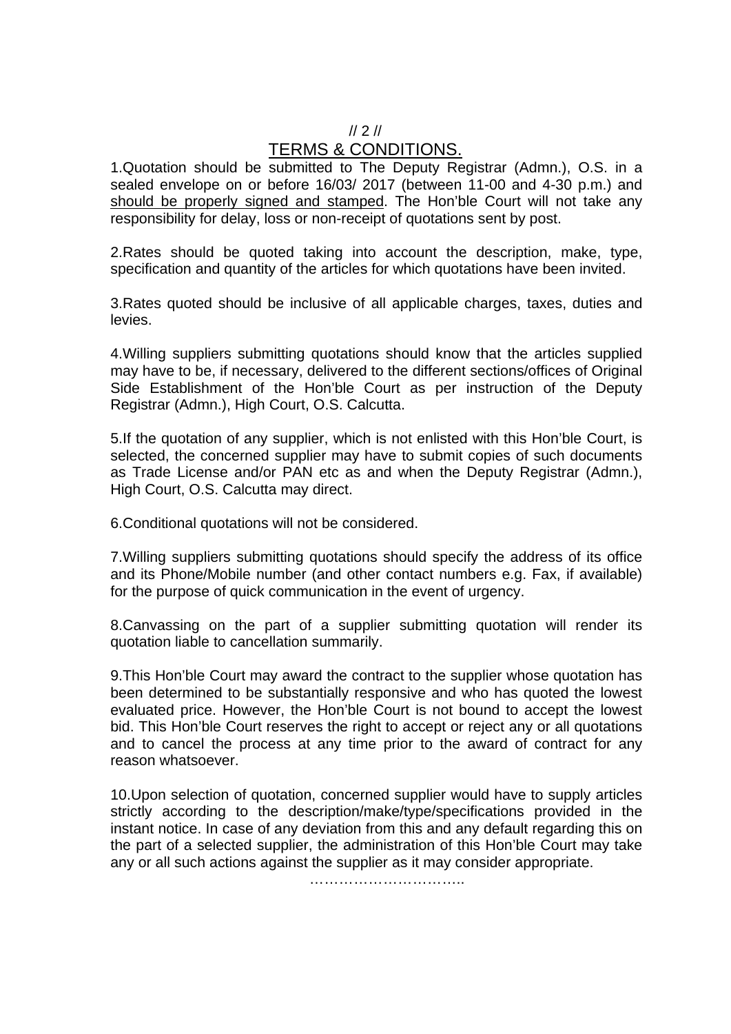## TERMS & CONDITIONS.

1.Quotation should be submitted to The Deputy Registrar (Admn.), O.S. in a sealed envelope on or before 16/03/ 2017 (between 11-00 and 4-30 p.m.) and should be properly signed and stamped. The Hon'ble Court will not take any responsibility for delay, loss or non-receipt of quotations sent by post.

2.Rates should be quoted taking into account the description, make, type, specification and quantity of the articles for which quotations have been invited.

3.Rates quoted should be inclusive of all applicable charges, taxes, duties and levies.

4.Willing suppliers submitting quotations should know that the articles supplied may have to be, if necessary, delivered to the different sections/offices of Original Side Establishment of the Hon'ble Court as per instruction of the Deputy Registrar (Admn.), High Court, O.S. Calcutta.

5.If the quotation of any supplier, which is not enlisted with this Hon'ble Court, is selected, the concerned supplier may have to submit copies of such documents as Trade License and/or PAN etc as and when the Deputy Registrar (Admn.), High Court, O.S. Calcutta may direct.

6.Conditional quotations will not be considered.

7.Willing suppliers submitting quotations should specify the address of its office and its Phone/Mobile number (and other contact numbers e.g. Fax, if available) for the purpose of quick communication in the event of urgency.

8.Canvassing on the part of a supplier submitting quotation will render its quotation liable to cancellation summarily.

9.This Hon'ble Court may award the contract to the supplier whose quotation has been determined to be substantially responsive and who has quoted the lowest evaluated price. However, the Hon'ble Court is not bound to accept the lowest bid. This Hon'ble Court reserves the right to accept or reject any or all quotations and to cancel the process at any time prior to the award of contract for any reason whatsoever.

10.Upon selection of quotation, concerned supplier would have to supply articles strictly according to the description/make/type/specifications provided in the instant notice. In case of any deviation from this and any default regarding this on the part of a selected supplier, the administration of this Hon'ble Court may take any or all such actions against the supplier as it may consider appropriate.

…………………………..